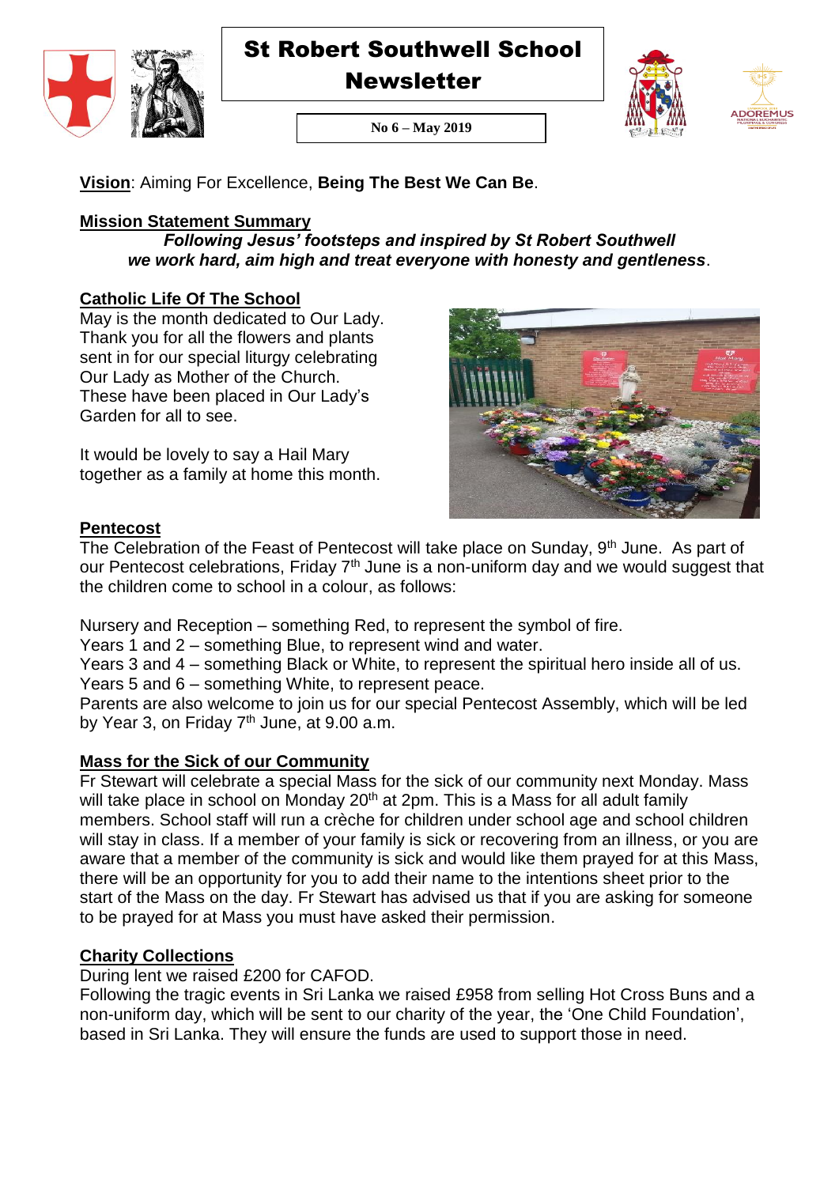# St Robert Southwell School Newsletter

**No 6 – May 2019**

**Vision**: Aiming For Excellence, **Being The Best We Can Be**.

## Mission Statement Summary

***Following Jesus' footsteps and inspired by St Robert Southwell we work hard, aim high and treat everyone with honesty and gentleness***.

## Catholic Life Of The School

May is the month dedicated to Our Lady. Thank you for all the flowers and plants sent in for our special liturgy celebrating Our Lady as Mother of the Church. These have been placed in Our Lady's Garden for all to see.

It would be lovely to say a Hail Mary together as a family at home this month.

## Pentecost

The Celebration of the Feast of Pentecost will take place on Sunday, 9th June. As part of our Pentecost celebrations, Friday 7th June is a non-uniform day and we would suggest that the children come to school in a colour, as follows:

Nursery and Reception – something Red, to represent the symbol of fire.
Years 1 and 2 – something Blue, to represent wind and water.
Years 3 and 4 – something Black or White, to represent the spiritual hero inside all of us.
Years 5 and 6 – something White, to represent peace.
Parents are also welcome to join us for our special Pentecost Assembly, which will be led by Year 3, on Friday 7th June, at 9.00 a.m.

## Mass for the Sick of our Community

Fr Stewart will celebrate a special Mass for the sick of our community next Monday. Mass will take place in school on Monday 20th at 2pm. This is a Mass for all adult family members. School staff will run a crèche for children under school age and school children will stay in class. If a member of your family is sick or recovering from an illness, or you are aware that a member of the community is sick and would like them prayed for at this Mass, there will be an opportunity for you to add their name to the intentions sheet prior to the start of the Mass on the day. Fr Stewart has advised us that if you are asking for someone to be prayed for at Mass you must have asked their permission.

## Charity Collections

During lent we raised £200 for CAFOD.
Following the tragic events in Sri Lanka we raised £958 from selling Hot Cross Buns and a non-uniform day, which will be sent to our charity of the year, the 'One Child Foundation', based in Sri Lanka. They will ensure the funds are used to support those in need.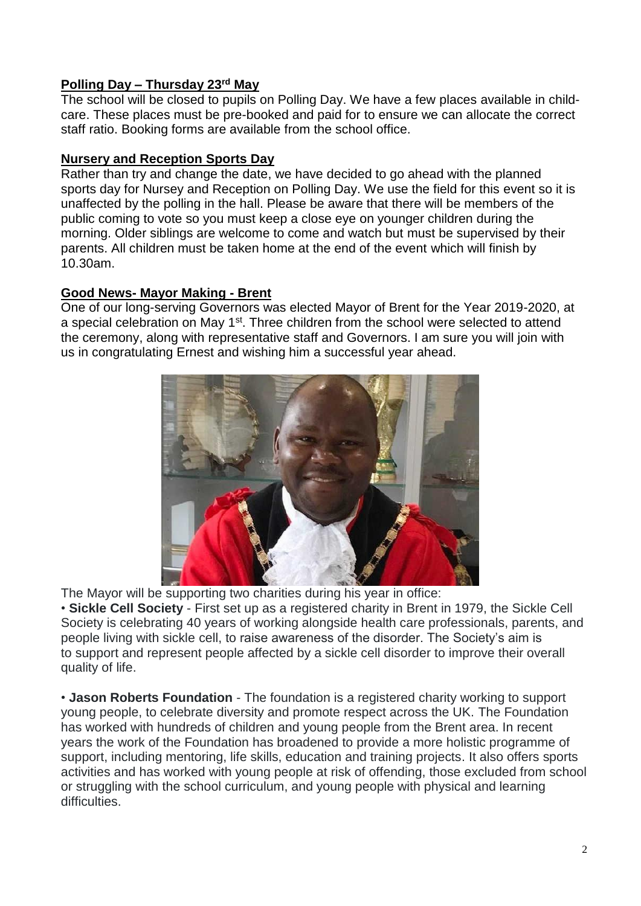## **Polling Day – Thursday 23rd May**

The school will be closed to pupils on Polling Day. We have a few places available in child-care. These places must be pre-booked and paid for to ensure we can allocate the correct staff ratio. Booking forms are available from the school office.

## **Nursery and Reception Sports Day**

Rather than try and change the date, we have decided to go ahead with the planned sports day for Nursey and Reception on Polling Day. We use the field for this event so it is unaffected by the polling in the hall. Please be aware that there will be members of the public coming to vote so you must keep a close eye on younger children during the morning. Older siblings are welcome to come and watch but must be supervised by their parents. All children must be taken home at the end of the event which will finish by 10.30am.

## **Good News- Mayor Making - Brent**

One of our long-serving Governors was elected Mayor of Brent for the Year 2019-2020, at a special celebration on May 1st. Three children from the school were selected to attend the ceremony, along with representative staff and Governors. I am sure you will join with us in congratulating Ernest and wishing him a successful year ahead.

The Mayor will be supporting two charities during his year in office:

- **Sickle Cell Society** - First set up as a registered charity in Brent in 1979, the Sickle Cell Society is celebrating 40 years of working alongside health care professionals, parents, and people living with sickle cell, to raise awareness of the disorder. The Society's aim is to support and represent people affected by a sickle cell disorder to improve their overall quality of life.

- **Jason Roberts Foundation** - The foundation is a registered charity working to support young people, to celebrate diversity and promote respect across the UK. The Foundation has worked with hundreds of children and young people from the Brent area. In recent years the work of the Foundation has broadened to provide a more holistic programme of support, including mentoring, life skills, education and training projects. It also offers sports activities and has worked with young people at risk of offending, those excluded from school or struggling with the school curriculum, and young people with physical and learning difficulties.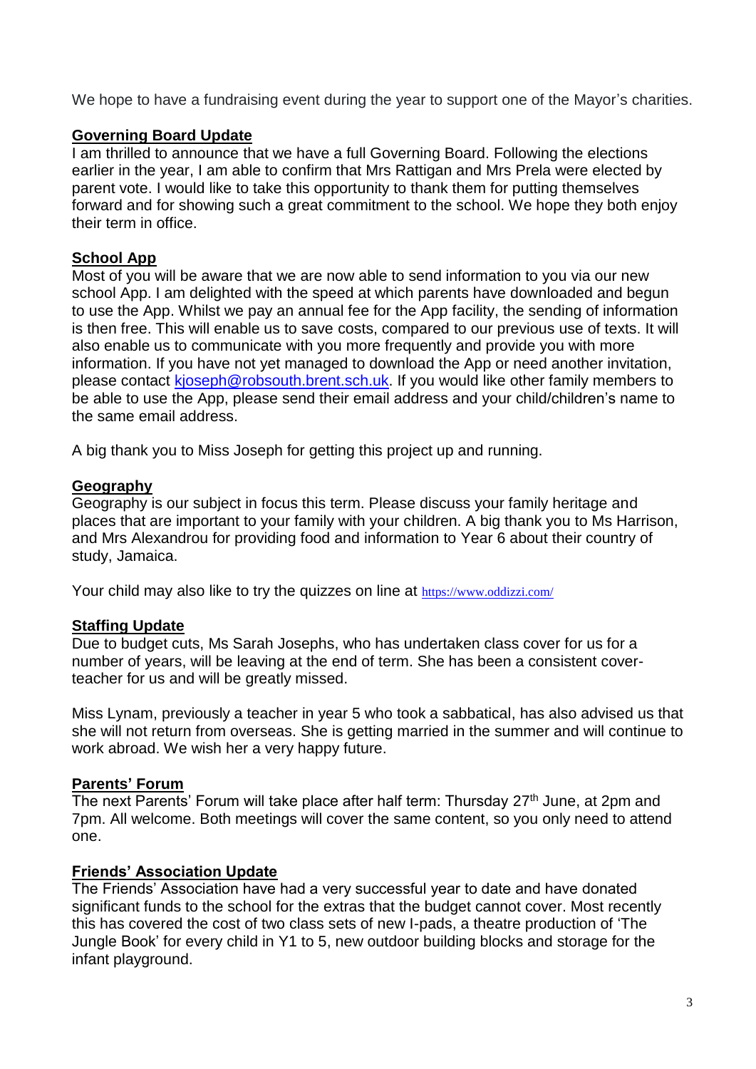We hope to have a fundraising event during the year to support one of the Mayor's charities.

## Governing Board Update

I am thrilled to announce that we have a full Governing Board. Following the elections earlier in the year, I am able to confirm that Mrs Rattigan and Mrs Prela were elected by parent vote. I would like to take this opportunity to thank them for putting themselves forward and for showing such a great commitment to the school. We hope they both enjoy their term in office.

## School App

Most of you will be aware that we are now able to send information to you via our new school App. I am delighted with the speed at which parents have downloaded and begun to use the App. Whilst we pay an annual fee for the App facility, the sending of information is then free. This will enable us to save costs, compared to our previous use of texts. It will also enable us to communicate with you more frequently and provide you with more information. If you have not yet managed to download the App or need another invitation, please contact kjoseph@robsouth.brent.sch.uk. If you would like other family members to be able to use the App, please send their email address and your child/children's name to the same email address.

A big thank you to Miss Joseph for getting this project up and running.

## Geography

Geography is our subject in focus this term. Please discuss your family heritage and places that are important to your family with your children. A big thank you to Ms Harrison, and Mrs Alexandrou for providing food and information to Year 6 about their country of study, Jamaica.

Your child may also like to try the quizzes on line at https://www.oddizzi.com/

## Staffing Update

Due to budget cuts, Ms Sarah Josephs, who has undertaken class cover for us for a number of years, will be leaving at the end of term. She has been a consistent cover-teacher for us and will be greatly missed.

Miss Lynam, previously a teacher in year 5 who took a sabbatical, has also advised us that she will not return from overseas. She is getting married in the summer and will continue to work abroad. We wish her a very happy future.

## Parents' Forum

The next Parents' Forum will take place after half term: Thursday 27th June, at 2pm and 7pm. All welcome. Both meetings will cover the same content, so you only need to attend one.

## Friends' Association Update

The Friends' Association have had a very successful year to date and have donated significant funds to the school for the extras that the budget cannot cover. Most recently this has covered the cost of two class sets of new I-pads, a theatre production of 'The Jungle Book' for every child in Y1 to 5, new outdoor building blocks and storage for the infant playground.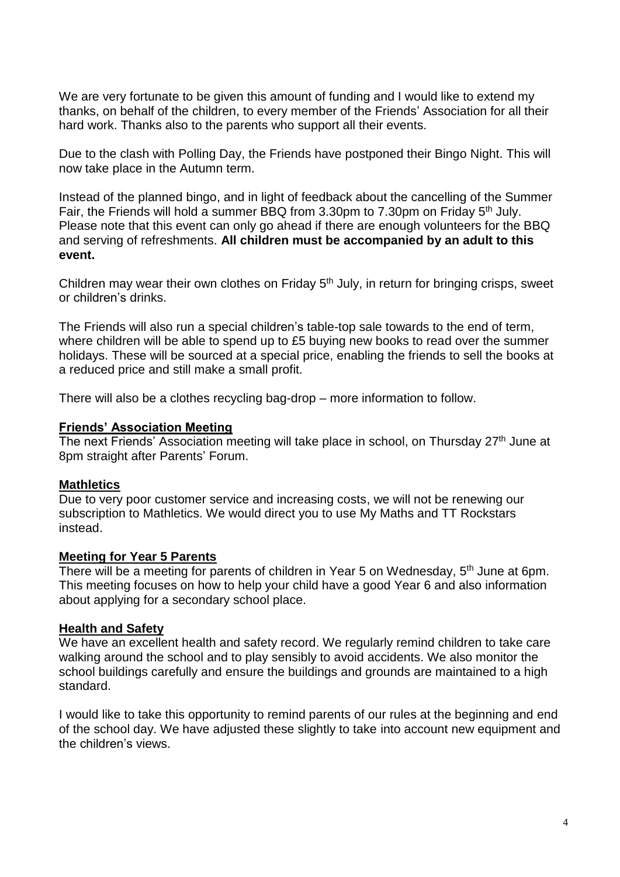We are very fortunate to be given this amount of funding and I would like to extend my thanks, on behalf of the children, to every member of the Friends' Association for all their hard work. Thanks also to the parents who support all their events.

Due to the clash with Polling Day, the Friends have postponed their Bingo Night. This will now take place in the Autumn term.

Instead of the planned bingo, and in light of feedback about the cancelling of the Summer Fair, the Friends will hold a summer BBQ from 3.30pm to 7.30pm on Friday 5th July. Please note that this event can only go ahead if there are enough volunteers for the BBQ and serving of refreshments. **All children must be accompanied by an adult to this event.**

Children may wear their own clothes on Friday 5th July, in return for bringing crisps, sweet or children's drinks.

The Friends will also run a special children's table-top sale towards to the end of term, where children will be able to spend up to £5 buying new books to read over the summer holidays. These will be sourced at a special price, enabling the friends to sell the books at a reduced price and still make a small profit.

There will also be a clothes recycling bag-drop – more information to follow.

**Friends' Association Meeting**

The next Friends' Association meeting will take place in school, on Thursday 27th June at 8pm straight after Parents' Forum.

**Mathletics**

Due to very poor customer service and increasing costs, we will not be renewing our subscription to Mathletics. We would direct you to use My Maths and TT Rockstars instead.

**Meeting for Year 5 Parents**

There will be a meeting for parents of children in Year 5 on Wednesday, 5th June at 6pm. This meeting focuses on how to help your child have a good Year 6 and also information about applying for a secondary school place.

**Health and Safety**

We have an excellent health and safety record. We regularly remind children to take care walking around the school and to play sensibly to avoid accidents. We also monitor the school buildings carefully and ensure the buildings and grounds are maintained to a high standard.

I would like to take this opportunity to remind parents of our rules at the beginning and end of the school day. We have adjusted these slightly to take into account new equipment and the children's views.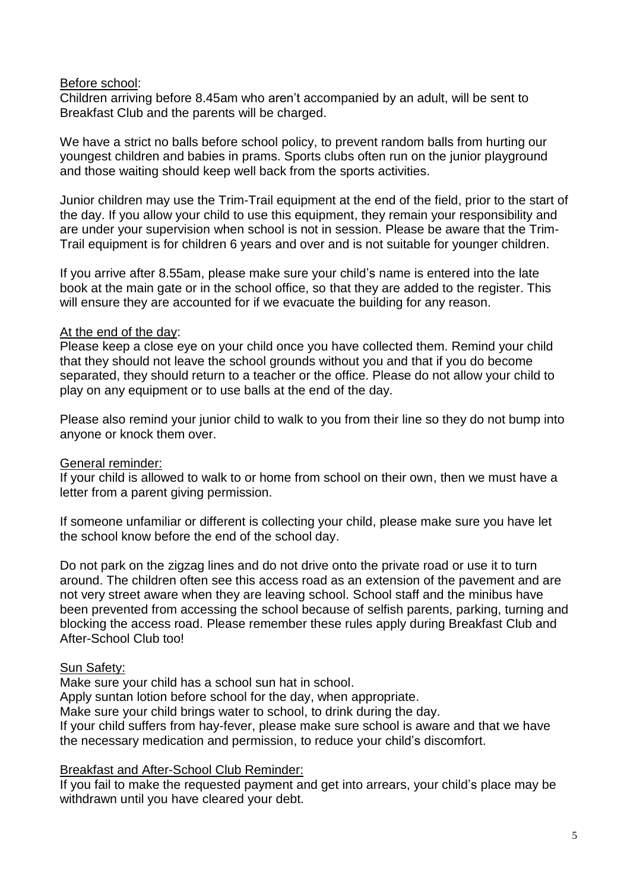<u>Before school</u>:

Children arriving before 8.45am who aren't accompanied by an adult, will be sent to Breakfast Club and the parents will be charged.

We have a strict no balls before school policy, to prevent random balls from hurting our youngest children and babies in prams. Sports clubs often run on the junior playground and those waiting should keep well back from the sports activities.

Junior children may use the Trim-Trail equipment at the end of the field, prior to the start of the day. If you allow your child to use this equipment, they remain your responsibility and are under your supervision when school is not in session. Please be aware that the Trim-Trail equipment is for children 6 years and over and is not suitable for younger children.

If you arrive after 8.55am, please make sure your child's name is entered into the late book at the main gate or in the school office, so that they are added to the register. This will ensure they are accounted for if we evacuate the building for any reason.

<u>At the end of the day</u>:

Please keep a close eye on your child once you have collected them. Remind your child that they should not leave the school grounds without you and that if you do become separated, they should return to a teacher or the office. Please do not allow your child to play on any equipment or to use balls at the end of the day.

Please also remind your junior child to walk to you from their line so they do not bump into anyone or knock them over.

<u>General reminder:</u>

If your child is allowed to walk to or home from school on their own, then we must have a letter from a parent giving permission.

If someone unfamiliar or different is collecting your child, please make sure you have let the school know before the end of the school day.

Do not park on the zigzag lines and do not drive onto the private road or use it to turn around. The children often see this access road as an extension of the pavement and are not very street aware when they are leaving school. School staff and the minibus have been prevented from accessing the school because of selfish parents, parking, turning and blocking the access road. Please remember these rules apply during Breakfast Club and After-School Club too!

<u>Sun Safety:</u>

Make sure your child has a school sun hat in school.
Apply suntan lotion before school for the day, when appropriate.
Make sure your child brings water to school, to drink during the day.
If your child suffers from hay-fever, please make sure school is aware and that we have the necessary medication and permission, to reduce your child's discomfort.

<u>Breakfast and After-School Club Reminder:</u>

If you fail to make the requested payment and get into arrears, your child's place may be withdrawn until you have cleared your debt.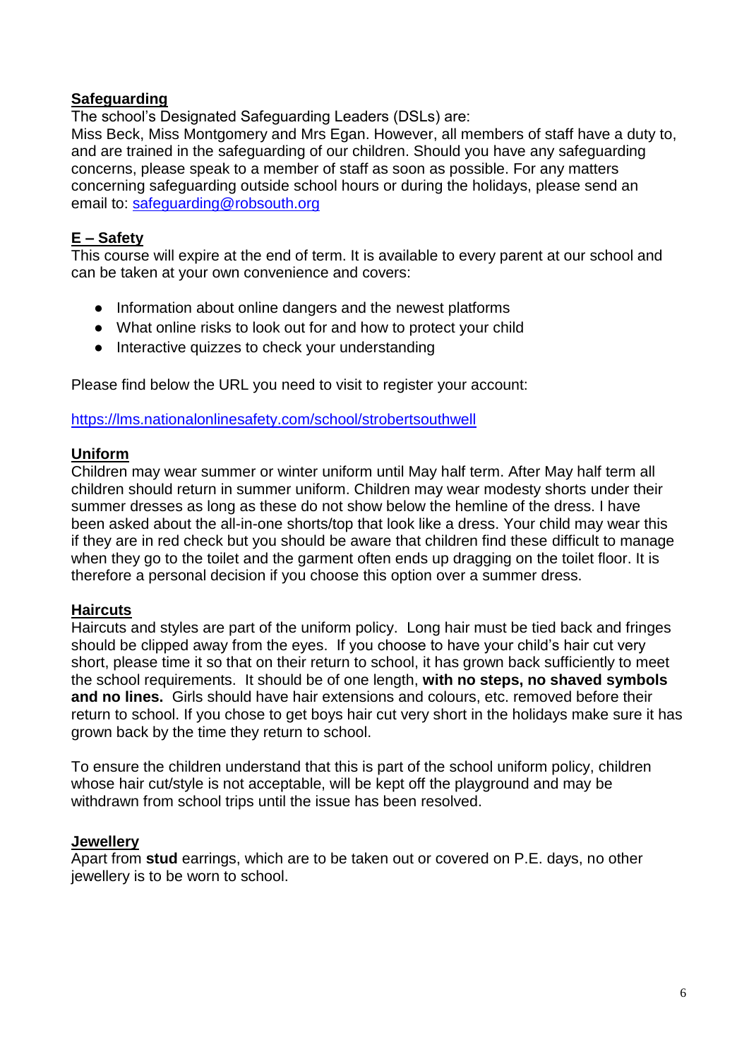## Safeguarding

The school's Designated Safeguarding Leaders (DSLs) are:
Miss Beck, Miss Montgomery and Mrs Egan. However, all members of staff have a duty to, and are trained in the safeguarding of our children. Should you have any safeguarding concerns, please speak to a member of staff as soon as possible. For any matters concerning safeguarding outside school hours or during the holidays, please send an email to: [safeguarding@robsouth.org](mailto:safeguarding@robsouth.org)

## E – Safety

This course will expire at the end of term. It is available to every parent at our school and can be taken at your own convenience and covers:

- Information about online dangers and the newest platforms
- What online risks to look out for and how to protect your child
- Interactive quizzes to check your understanding

Please find below the URL you need to visit to register your account:

[https://lms.nationalonlinesafety.com/school/strobertsouthwell](https://lms.nationalonlinesafety.com/school/strobertsouthwell)

## Uniform

Children may wear summer or winter uniform until May half term. After May half term all children should return in summer uniform. Children may wear modesty shorts under their summer dresses as long as these do not show below the hemline of the dress. I have been asked about the all-in-one shorts/top that look like a dress. Your child may wear this if they are in red check but you should be aware that children find these difficult to manage when they go to the toilet and the garment often ends up dragging on the toilet floor. It is therefore a personal decision if you choose this option over a summer dress.

## Haircuts

Haircuts and styles are part of the uniform policy. Long hair must be tied back and fringes should be clipped away from the eyes. If you choose to have your child's hair cut very short, please time it so that on their return to school, it has grown back sufficiently to meet the school requirements. It should be of one length, **with no steps, no shaved symbols and no lines.** Girls should have hair extensions and colours, etc. removed before their return to school. If you chose to get boys hair cut very short in the holidays make sure it has grown back by the time they return to school.

To ensure the children understand that this is part of the school uniform policy, children whose hair cut/style is not acceptable, will be kept off the playground and may be withdrawn from school trips until the issue has been resolved.

## Jewellery

Apart from **stud** earrings, which are to be taken out or covered on P.E. days, no other jewellery is to be worn to school.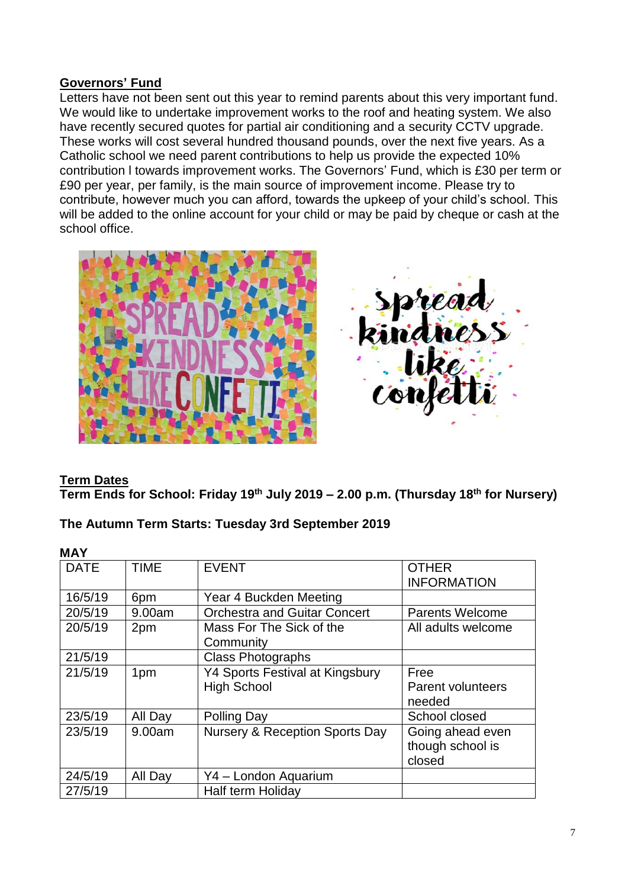## Governors' Fund

Letters have not been sent out this year to remind parents about this very important fund. We would like to undertake improvement works to the roof and heating system. We also have recently secured quotes for partial air conditioning and a security CCTV upgrade. These works will cost several hundred thousand pounds, over the next five years. As a Catholic school we need parent contributions to help us provide the expected 10% contribution l towards improvement works. The Governors' Fund, which is £30 per term or £90 per year, per family, is the main source of improvement income. Please try to contribute, however much you can afford, towards the upkeep of your child's school. This will be added to the online account for your child or may be paid by cheque or cash at the school office.

## Term Dates

**Term Ends for School: Friday 19th July 2019 – 2.00 p.m. (Thursday 18th for Nursery)**

**The Autumn Term Starts: Tuesday 3rd September 2019**

**MAY**

| DATE | TIME | EVENT | OTHER INFORMATION |
|---|---|---|---|
| 16/5/19 | 6pm | Year 4 Buckden Meeting | |
| 20/5/19 | 9.00am | Orchestra and Guitar Concert | Parents Welcome |
| 20/5/19 | 2pm | Mass For The Sick of the Community | All adults welcome |
| 21/5/19 | | Class Photographs | |
| 21/5/19 | 1pm | Y4 Sports Festival at Kingsbury High School | Free Parent volunteers needed |
| 23/5/19 | All Day | Polling Day | School closed |
| 23/5/19 | 9.00am | Nursery & Reception Sports Day | Going ahead even though school is closed |
| 24/5/19 | All Day | Y4 – London Aquarium | |
| 27/5/19 | | Half term Holiday | |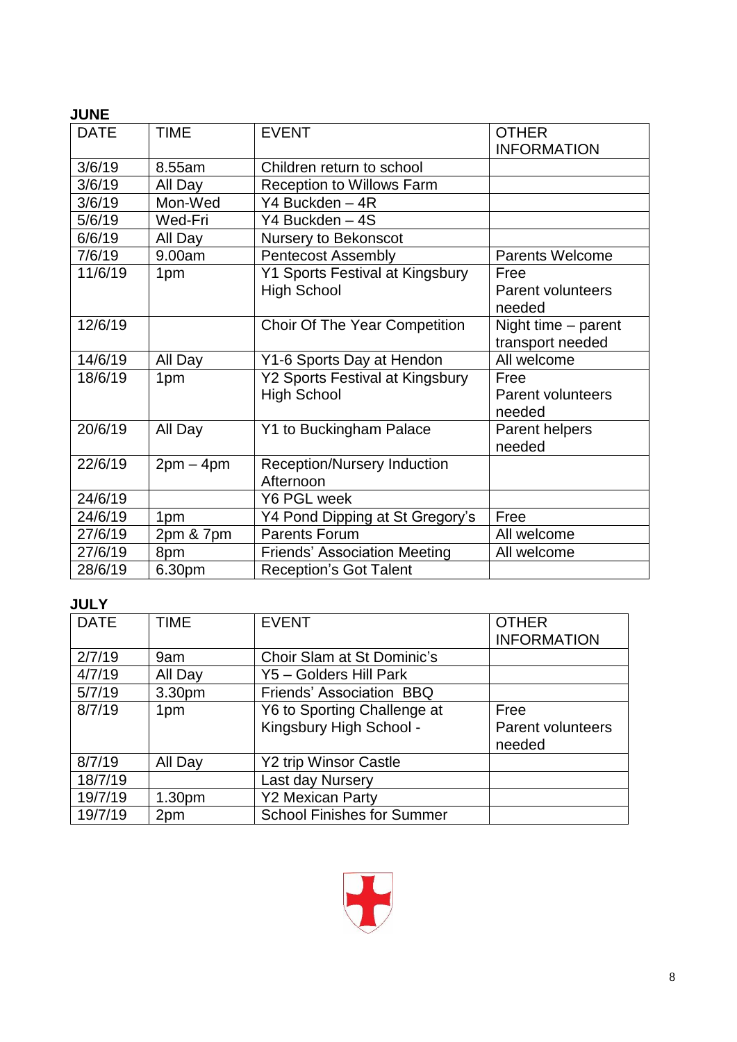**JUNE**

| DATE | TIME | EVENT | OTHER INFORMATION |
| --- | --- | --- | --- |
| 3/6/19 | 8.55am | Children return to school | |
| 3/6/19 | All Day | Reception to Willows Farm | |
| 3/6/19 | Mon-Wed | Y4 Buckden – 4R | |
| 5/6/19 | Wed-Fri | Y4 Buckden – 4S | |
| 6/6/19 | All Day | Nursery to Bekonscot | |
| 7/6/19 | 9.00am | Pentecost Assembly | Parents Welcome |
| 11/6/19 | 1pm | Y1 Sports Festival at Kingsbury High School | Free Parent volunteers needed |
| 12/6/19 | | Choir Of The Year Competition | Night time – parent transport needed |
| 14/6/19 | All Day | Y1-6 Sports Day at Hendon | All welcome |
| 18/6/19 | 1pm | Y2 Sports Festival at Kingsbury High School | Free Parent volunteers needed |
| 20/6/19 | All Day | Y1 to Buckingham Palace | Parent helpers needed |
| 22/6/19 | 2pm – 4pm | Reception/Nursery Induction Afternoon | |
| 24/6/19 | | Y6 PGL week | |
| 24/6/19 | 1pm | Y4 Pond Dipping at St Gregory's | Free |
| 27/6/19 | 2pm & 7pm | Parents Forum | All welcome |
| 27/6/19 | 8pm | Friends' Association Meeting | All welcome |
| 28/6/19 | 6.30pm | Reception's Got Talent | |

**JULY**

| DATE | TIME | EVENT | OTHER INFORMATION |
| --- | --- | --- | --- |
| 2/7/19 | 9am | Choir Slam at St Dominic's | |
| 4/7/19 | All Day | Y5 – Golders Hill Park | |
| 5/7/19 | 3.30pm | Friends' Association BBQ | |
| 8/7/19 | 1pm | Y6 to Sporting Challenge at Kingsbury High School - | Free Parent volunteers needed |
| 8/7/19 | All Day | Y2 trip Winsor Castle | |
| 18/7/19 | | Last day Nursery | |
| 19/7/19 | 1.30pm | Y2 Mexican Party | |
| 19/7/19 | 2pm | School Finishes for Summer | |